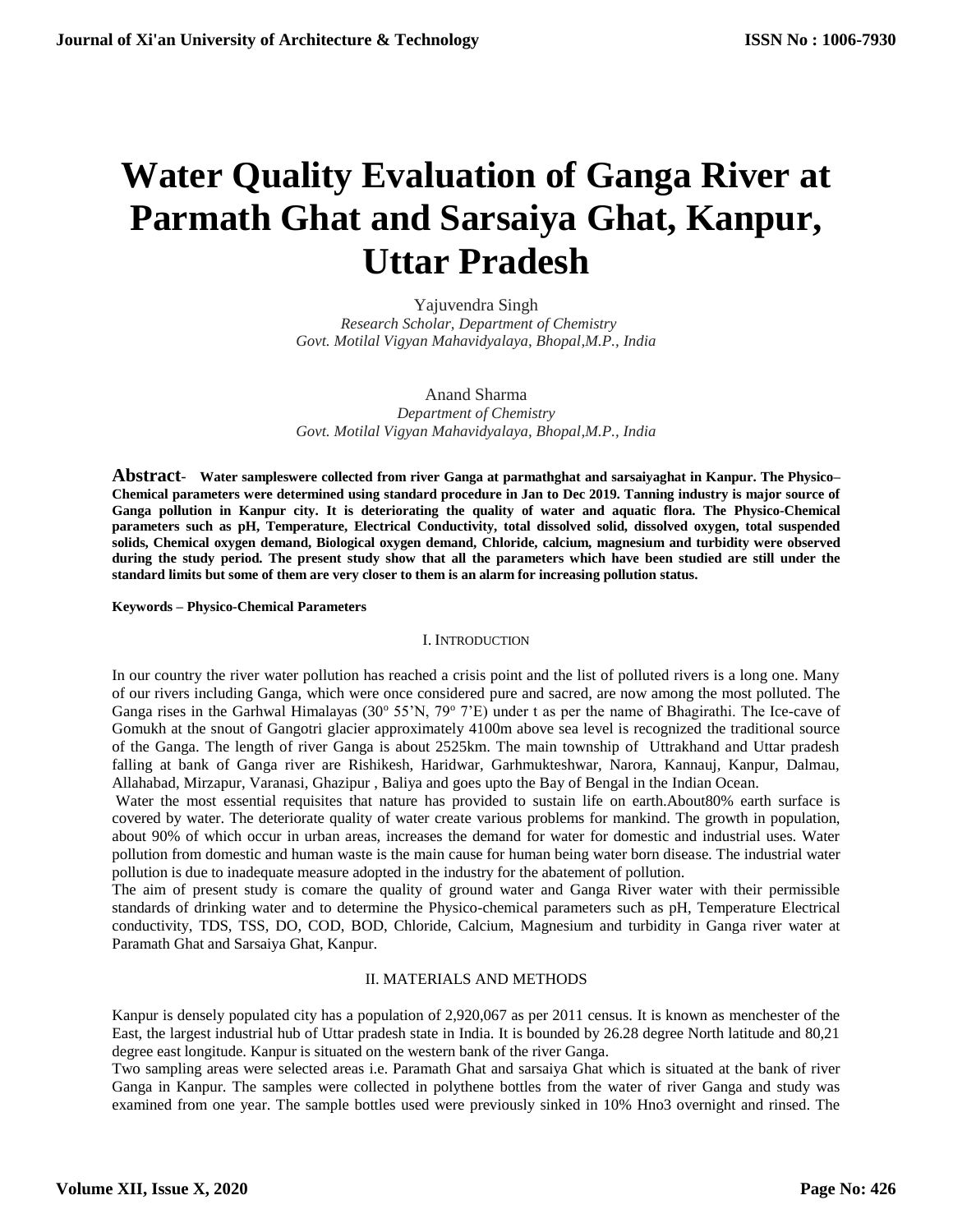# Water Quality Evaluation of Ganga River at Parmath Ghat and Sarsaiya Ghat, Kanpur, Uttar Pradesh

Yajuvendra Singh
*Research Scholar, Department of Chemistry*
*Govt. Motilal Vigyan Mahavidyalaya, Bhopal,M.P., India*

Anand Sharma
*Department of Chemistry*
*Govt. Motilal Vigyan Mahavidyalaya, Bhopal,M.P., India*

**Abstract**- **Water sampleswere collected from river Ganga at parmathghat and sarsaiyaghat in Kanpur. The Physico–Chemical parameters were determined using standard procedure in Jan to Dec 2019. Tanning industry is major source of Ganga pollution in Kanpur city. It is deteriorating the quality of water and aquatic flora. The Physico-Chemical parameters such as pH, Temperature, Electrical Conductivity, total dissolved solid, dissolved oxygen, total suspended solids, Chemical oxygen demand, Biological oxygen demand, Chloride, calcium, magnesium and turbidity were observed during the study period. The present study show that all the parameters which have been studied are still under the standard limits but some of them are very closer to them is an alarm for increasing pollution status.**

**Keywords – Physico-Chemical Parameters**

## I. Introduction

In our country the river water pollution has reached a crisis point and the list of polluted rivers is a long one. Many of our rivers including Ganga, which were once considered pure and sacred, are now among the most polluted. The Ganga rises in the Garhwal Himalayas (30º 55'N, 79º 7'E) under t as per the name of Bhagirathi. The Ice-cave of Gomukh at the snout of Gangotri glacier approximately 4100m above sea level is recognized the traditional source of the Ganga. The length of river Ganga is about 2525km. The main township of Uttrakhand and Uttar pradesh falling at bank of Ganga river are Rishikesh, Haridwar, Garhmukteshwar, Narora, Kannauj, Kanpur, Dalmau, Allahabad, Mirzapur, Varanasi, Ghazipur , Baliya and goes upto the Bay of Bengal in the Indian Ocean.

Water the most essential requisites that nature has provided to sustain life on earth.About80% earth surface is covered by water. The deteriorate quality of water create various problems for mankind. The growth in population, about 90% of which occur in urban areas, increases the demand for water for domestic and industrial uses. Water pollution from domestic and human waste is the main cause for human being water born disease. The industrial water pollution is due to inadequate measure adopted in the industry for the abatement of pollution.

The aim of present study is comare the quality of ground water and Ganga River water with their permissible standards of drinking water and to determine the Physico-chemical parameters such as pH, Temperature Electrical conductivity, TDS, TSS, DO, COD, BOD, Chloride, Calcium, Magnesium and turbidity in Ganga river water at Paramath Ghat and Sarsaiya Ghat, Kanpur.

## II. MATERIALS AND METHODS

Kanpur is densely populated city has a population of 2,920,067 as per 2011 census. It is known as menchester of the East, the largest industrial hub of Uttar pradesh state in India. It is bounded by 26.28 degree North latitude and 80,21 degree east longitude. Kanpur is situated on the western bank of the river Ganga.

Two sampling areas were selected areas i.e. Paramath Ghat and sarsaiya Ghat which is situated at the bank of river Ganga in Kanpur. The samples were collected in polythene bottles from the water of river Ganga and study was examined from one year. The sample bottles used were previously sinked in 10% Hno3 overnight and rinsed. The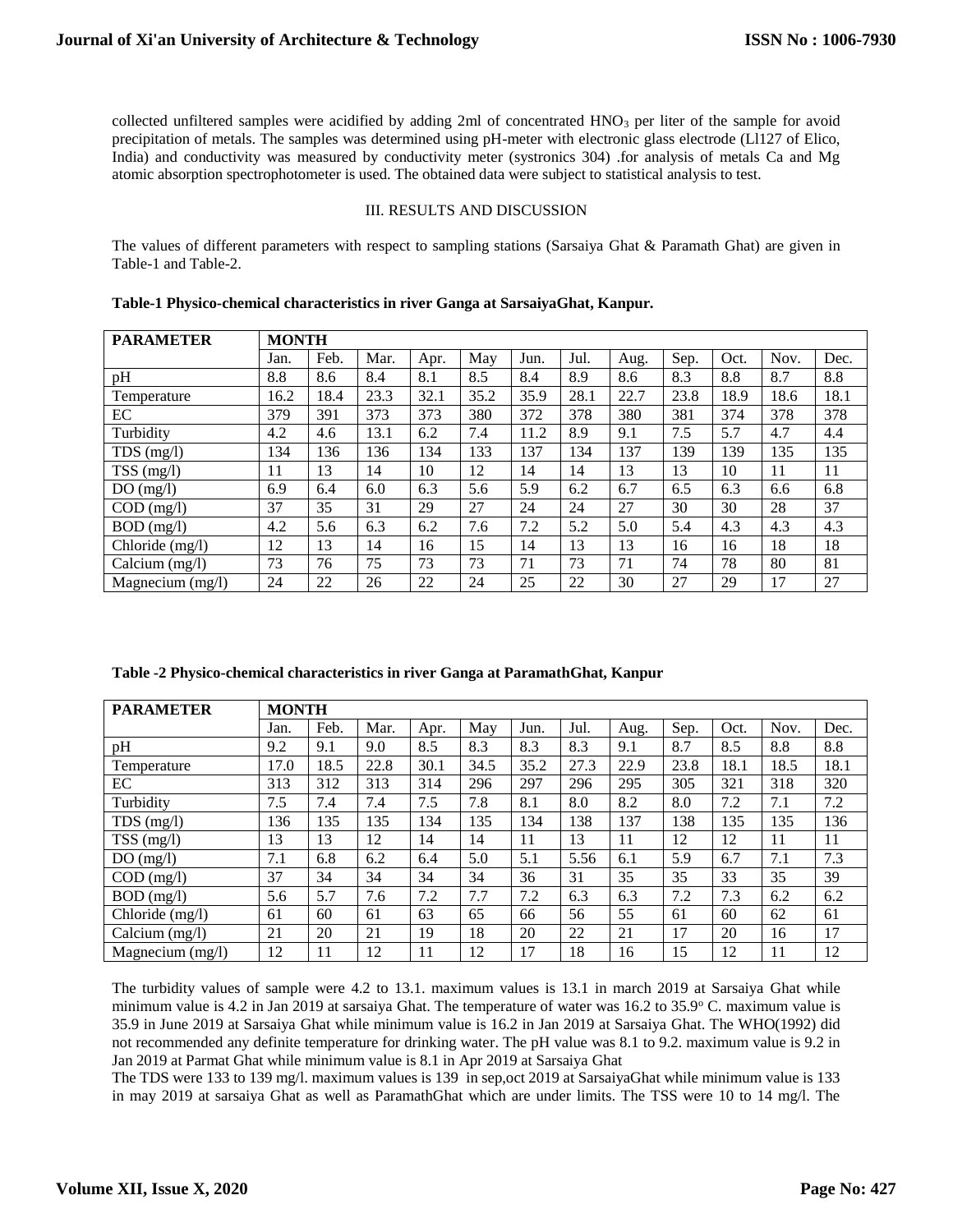collected unfiltered samples were acidified by adding 2ml of concentrated $HNO_3$ per liter of the sample for avoid precipitation of metals. The samples was determined using pH-meter with electronic glass electrode (Ll127 of Elico, India) and conductivity was measured by conductivity meter (systronics 304) .for analysis of metals Ca and Mg atomic absorption spectrophotometer is used. The obtained data were subject to statistical analysis to test.

## III. RESULTS AND DISCUSSION

The values of different parameters with respect to sampling stations (Sarsaiya Ghat & Paramath Ghat) are given in Table-1 and Table-2.

**Table-1 Physico-chemical characteristics in river Ganga at SarsaiyaGhat, Kanpur.**

| PARAMETER | MONTH | | | | | | | | | | | |
|---|---|---|---|---|---|---|---|---|---|---|---|---|
| | Jan. | Feb. | Mar. | Apr. | May | Jun. | Jul. | Aug. | Sep. | Oct. | Nov. | Dec. |
| pH | 8.8 | 8.6 | 8.4 | 8.1 | 8.5 | 8.4 | 8.9 | 8.6 | 8.3 | 8.8 | 8.7 | 8.8 |
| Temperature | 16.2 | 18.4 | 23.3 | 32.1 | 35.2 | 35.9 | 28.1 | 22.7 | 23.8 | 18.9 | 18.6 | 18.1 |
| EC | 379 | 391 | 373 | 373 | 380 | 372 | 378 | 380 | 381 | 374 | 378 | 378 |
| Turbidity | 4.2 | 4.6 | 13.1 | 6.2 | 7.4 | 11.2 | 8.9 | 9.1 | 7.5 | 5.7 | 4.7 | 4.4 |
| TDS (mg/l) | 134 | 136 | 136 | 134 | 133 | 137 | 134 | 137 | 139 | 139 | 135 | 135 |
| TSS (mg/l) | 11 | 13 | 14 | 10 | 12 | 14 | 14 | 13 | 13 | 10 | 11 | 11 |
| DO (mg/l) | 6.9 | 6.4 | 6.0 | 6.3 | 5.6 | 5.9 | 6.2 | 6.7 | 6.5 | 6.3 | 6.6 | 6.8 |
| COD (mg/l) | 37 | 35 | 31 | 29 | 27 | 24 | 24 | 27 | 30 | 30 | 28 | 37 |
| BOD (mg/l) | 4.2 | 5.6 | 6.3 | 6.2 | 7.6 | 7.2 | 5.2 | 5.0 | 5.4 | 4.3 | 4.3 | 4.3 |
| Chloride (mg/l) | 12 | 13 | 14 | 16 | 15 | 14 | 13 | 13 | 16 | 16 | 18 | 18 |
| Calcium (mg/l) | 73 | 76 | 75 | 73 | 73 | 71 | 73 | 71 | 74 | 78 | 80 | 81 |
| Magnecium (mg/l) | 24 | 22 | 26 | 22 | 24 | 25 | 22 | 30 | 27 | 29 | 17 | 27 |

**Table -2 Physico-chemical characteristics in river Ganga at ParamathGhat, Kanpur**

| PARAMETER | MONTH | | | | | | | | | | | |
|---|---|---|---|---|---|---|---|---|---|---|---|---|
| | Jan. | Feb. | Mar. | Apr. | May | Jun. | Jul. | Aug. | Sep. | Oct. | Nov. | Dec. |
| pH | 9.2 | 9.1 | 9.0 | 8.5 | 8.3 | 8.3 | 8.3 | 9.1 | 8.7 | 8.5 | 8.8 | 8.8 |
| Temperature | 17.0 | 18.5 | 22.8 | 30.1 | 34.5 | 35.2 | 27.3 | 22.9 | 23.8 | 18.1 | 18.5 | 18.1 |
| EC | 313 | 312 | 313 | 314 | 296 | 297 | 296 | 295 | 305 | 321 | 318 | 320 |
| Turbidity | 7.5 | 7.4 | 7.4 | 7.5 | 7.8 | 8.1 | 8.0 | 8.2 | 8.0 | 7.2 | 7.1 | 7.2 |
| TDS (mg/l) | 136 | 135 | 135 | 134 | 135 | 134 | 138 | 137 | 138 | 135 | 135 | 136 |
| TSS (mg/l) | 13 | 13 | 12 | 14 | 14 | 11 | 13 | 11 | 12 | 12 | 11 | 11 |
| DO (mg/l) | 7.1 | 6.8 | 6.2 | 6.4 | 5.0 | 5.1 | 5.56 | 6.1 | 5.9 | 6.7 | 7.1 | 7.3 |
| COD (mg/l) | 37 | 34 | 34 | 34 | 34 | 36 | 31 | 35 | 35 | 33 | 35 | 39 |
| BOD (mg/l) | 5.6 | 5.7 | 7.6 | 7.2 | 7.7 | 7.2 | 6.3 | 6.3 | 7.2 | 7.3 | 6.2 | 6.2 |
| Chloride (mg/l) | 61 | 60 | 61 | 63 | 65 | 66 | 56 | 55 | 61 | 60 | 62 | 61 |
| Calcium (mg/l) | 21 | 20 | 21 | 19 | 18 | 20 | 22 | 21 | 17 | 20 | 16 | 17 |
| Magnecium (mg/l) | 12 | 11 | 12 | 11 | 12 | 17 | 18 | 16 | 15 | 12 | 11 | 12 |

The turbidity values of sample were 4.2 to 13.1. maximum values is 13.1 in march 2019 at Sarsaiya Ghat while minimum value is 4.2 in Jan 2019 at sarsaiya Ghat. The temperature of water was 16.2 to 35.9$^{o}$ C. maximum value is 35.9 in June 2019 at Sarsaiya Ghat while minimum value is 16.2 in Jan 2019 at Sarsaiya Ghat. The WHO(1992) did not recommended any definite temperature for drinking water. The pH value was 8.1 to 9.2. maximum value is 9.2 in Jan 2019 at Parmat Ghat while minimum value is 8.1 in Apr 2019 at Sarsaiya Ghat

The TDS were 133 to 139 mg/l. maximum values is 139 in sep,oct 2019 at SarsaiyaGhat while minimum value is 133 in may 2019 at sarsaiya Ghat as well as ParamathGhat which are under limits. The TSS were 10 to 14 mg/l. The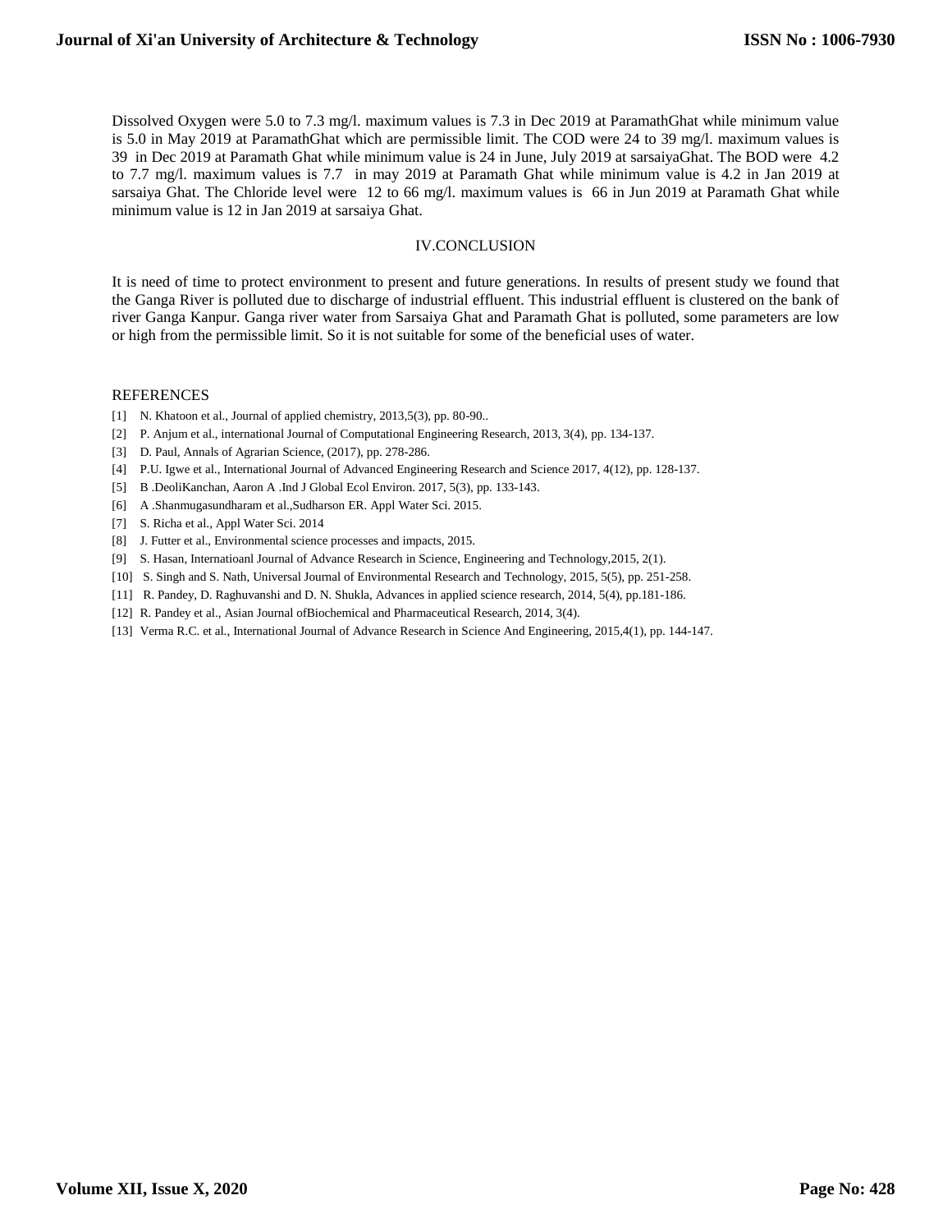Dissolved Oxygen were 5.0 to 7.3 mg/l. maximum values is 7.3 in Dec 2019 at ParamathGhat while minimum value is 5.0 in May 2019 at ParamathGhat which are permissible limit. The COD were 24 to 39 mg/l. maximum values is 39 in Dec 2019 at Paramath Ghat while minimum value is 24 in June, July 2019 at sarsaiyaGhat. The BOD were 4.2 to 7.7 mg/l. maximum values is 7.7 in may 2019 at Paramath Ghat while minimum value is 4.2 in Jan 2019 at sarsaiya Ghat. The Chloride level were 12 to 66 mg/l. maximum values is 66 in Jun 2019 at Paramath Ghat while minimum value is 12 in Jan 2019 at sarsaiya Ghat.

## IV.CONCLUSION

It is need of time to protect environment to present and future generations. In results of present study we found that the Ganga River is polluted due to discharge of industrial effluent. This industrial effluent is clustered on the bank of river Ganga Kanpur. Ganga river water from Sarsaiya Ghat and Paramath Ghat is polluted, some parameters are low or high from the permissible limit. So it is not suitable for some of the beneficial uses of water.

## REFERENCES

[1] N. Khatoon et al., Journal of applied chemistry, 2013,5(3), pp. 80-90..

[2] P. Anjum et al., international Journal of Computational Engineering Research, 2013, 3(4), pp. 134-137.

[3] D. Paul, Annals of Agrarian Science, (2017), pp. 278-286.

[4] P.U. Igwe et al., International Journal of Advanced Engineering Research and Science 2017, 4(12), pp. 128-137.

[5] B .DeoliKanchan, Aaron A .Ind J Global Ecol Environ. 2017, 5(3), pp. 133-143.

[6] A .Shanmugasundharam et al.,Sudharson ER. Appl Water Sci. 2015.

[7] S. Richa et al., Appl Water Sci. 2014

[8] J. Futter et al., Environmental science processes and impacts, 2015.

[9] S. Hasan, Internatioanl Journal of Advance Research in Science, Engineering and Technology,2015, 2(1).

[10] S. Singh and S. Nath, Universal Journal of Environmental Research and Technology, 2015, 5(5), pp. 251-258.

[11] R. Pandey, D. Raghuvanshi and D. N. Shukla, Advances in applied science research, 2014, 5(4), pp.181-186.

[12] R. Pandey et al., Asian Journal ofBiochemical and Pharmaceutical Research, 2014, 3(4).

[13] Verma R.C. et al., International Journal of Advance Research in Science And Engineering, 2015,4(1), pp. 144-147.